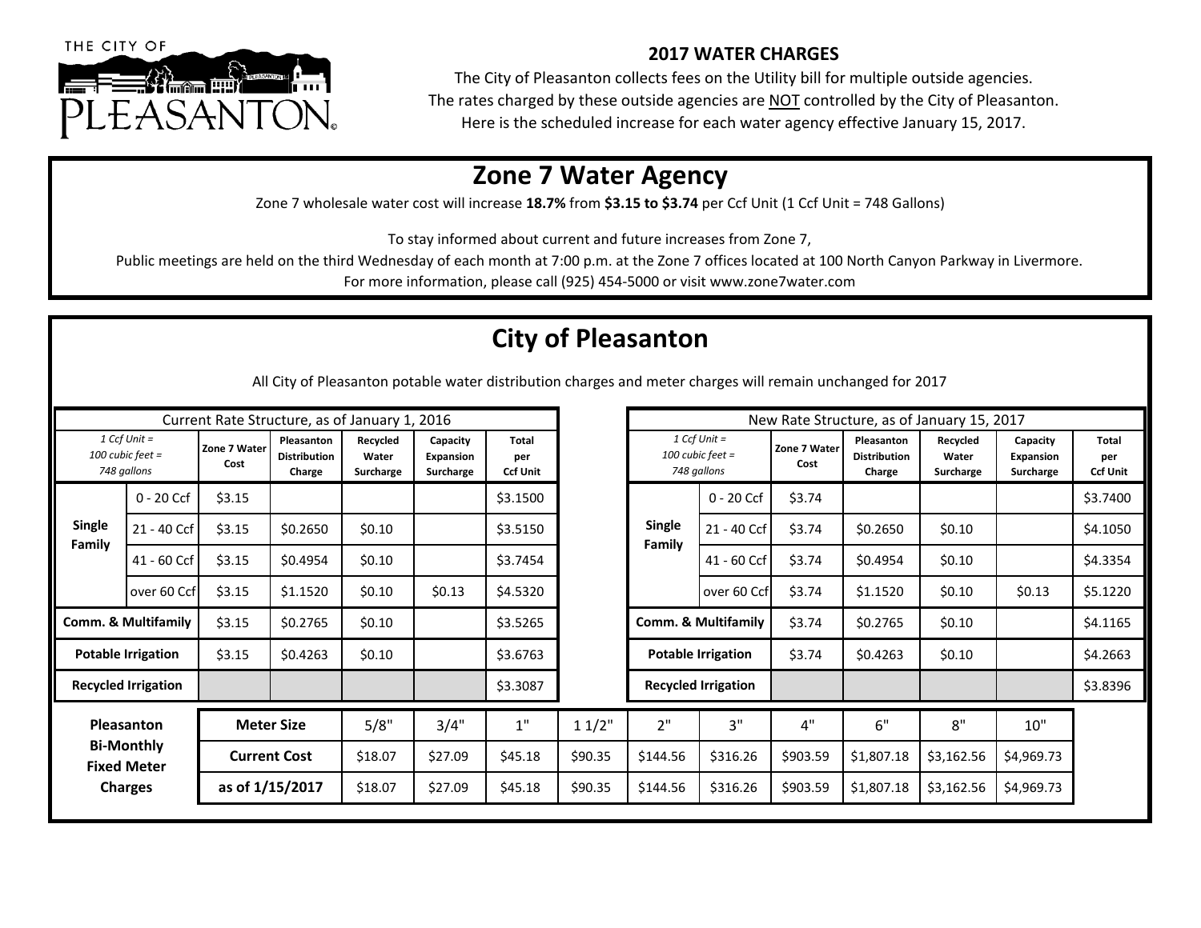THE CITY OF PLEASANTON

## 2017 WATER CHARGES

The City of Pleasanton collects fees on the Utility bill for multiple outside agencies.
The rates charged by these outside agencies are NOT controlled by the City of Pleasanton.
Here is the scheduled increase for each water agency effective January 15, 2017.

# Zone 7 Water Agency

Zone 7 wholesale water cost will increase **18.7%** from **$3.15 to $3.74** per Ccf Unit (1 Ccf Unit = 748 Gallons)

To stay informed about current and future increases from Zone 7,
Public meetings are held on the third Wednesday of each month at 7:00 p.m. at the Zone 7 offices located at 100 North Canyon Parkway in Livermore.
For more information, please call (925) 454-5000 or visit www.zone7water.com

# City of Pleasanton

All City of Pleasanton potable water distribution charges and meter charges will remain unchanged for 2017

**Current Rate Structure, as of January 1, 2016**

| *1 Ccf Unit = 100 cubic feet = 748 gallons* | | Zone 7 Water Cost | Pleasanton Distribution Charge | Recycled Water Surcharge | Capacity Expansion Surcharge | Total per Ccf Unit |
|---|---|---|---|---|---|---|
| Single Family | 0 - 20 Ccf | $3.15 | | | | $3.1500 |
| | 21 - 40 Ccf | $3.15 | $0.2650 | $0.10 | | $3.5150 |
| | 41 - 60 Ccf | $3.15 | $0.4954 | $0.10 | | $3.7454 |
| | over 60 Ccf | $3.15 | $1.1520 | $0.10 | $0.13 | $4.5320 |
| Comm. & Multifamily | | $3.15 | $0.2765 | $0.10 | | $3.5265 |
| Potable Irrigation | | $3.15 | $0.4263 | $0.10 | | $3.6763 |
| Recycled Irrigation | | | | | | $3.3087 |

**New Rate Structure, as of January 15, 2017**

| *1 Ccf Unit = 100 cubic feet = 748 gallons* | | Zone 7 Water Cost | Pleasanton Distribution Charge | Recycled Water Surcharge | Capacity Expansion Surcharge | Total per Ccf Unit |
|---|---|---|---|---|---|---|
| Single Family | 0 - 20 Ccf | $3.74 | | | | $3.7400 |
| | 21 - 40 Ccf | $3.74 | $0.2650 | $0.10 | | $4.1050 |
| | 41 - 60 Ccf | $3.74 | $0.4954 | $0.10 | | $4.3354 |
| | over 60 Ccf | $3.74 | $1.1520 | $0.10 | $0.13 | $5.1220 |
| Comm. & Multifamily | | $3.74 | $0.2765 | $0.10 | | $4.1165 |
| Potable Irrigation | | $3.74 | $0.4263 | $0.10 | | $4.2663 |
| Recycled Irrigation | | | | | | $3.8396 |

**Pleasanton Bi-Monthly Fixed Meter Charges**

| Meter Size | 5/8" | 3/4" | 1" | 1 1/2" | 2" | 3" | 4" | 6" | 8" | 10" |
|---|---|---|---|---|---|---|---|---|---|---|
| Current Cost | $18.07 | $27.09 | $45.18 | $90.35 | $144.56 | $316.26 | $903.59 | $1,807.18 | $3,162.56 | $4,969.73 |
| as of 1/15/2017 | $18.07 | $27.09 | $45.18 | $90.35 | $144.56 | $316.26 | $903.59 | $1,807.18 | $3,162.56 | $4,969.73 |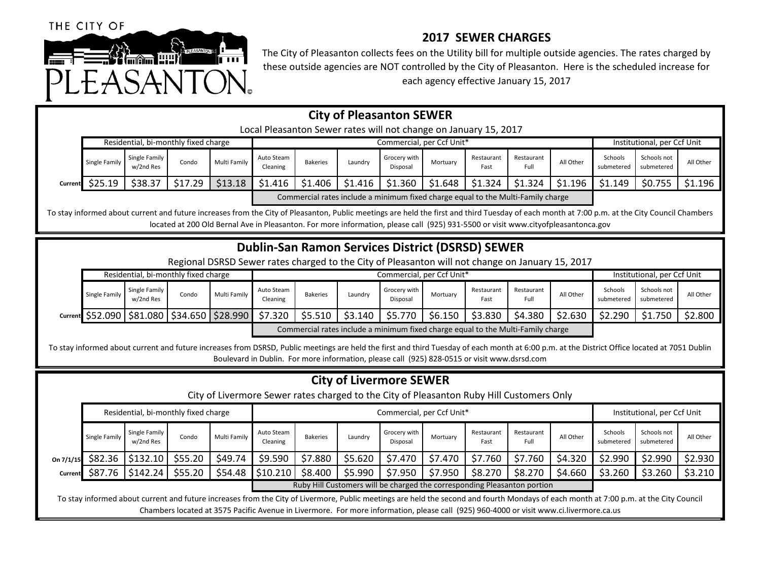THE CITY OF PLEASANTON

# 2017 SEWER CHARGES

The City of Pleasanton collects fees on the Utility bill for multiple outside agencies. The rates charged by these outside agencies are NOT controlled by the City of Pleasanton. Here is the scheduled increase for each agency effective January 15, 2017

## City of Pleasanton SEWER

Local Pleasanton Sewer rates will not change on January 15, 2017

| | Residential, bi-monthly fixed charge | | | | Commercial, per Ccf Unit* | | | | | | | | Institutional, per Ccf Unit | | |
|---|---|---|---|---|---|---|---|---|---|---|---|---|---|---|---|
| | Single Family | Single Family w/2nd Res | Condo | Multi Family | Auto Steam Cleaning | Bakeries | Laundry | Grocery with Disposal | Mortuary | Restaurant Fast | Restaurant Full | All Other | Schools submetered | Schools not submetered | All Other |
| Current | $25.19 | $38.37 | $17.29 | $13.18 | $1.416 | $1.406 | $1.416 | $1.360 | $1.648 | $1.324 | $1.324 | $1.196 | $1.149 | $0.755 | $1.196 |

Commercial rates include a minimum fixed charge equal to the Multi-Family charge

To stay informed about current and future increases from the City of Pleasanton, Public meetings are held the first and third Tuesday of each month at 7:00 p.m. at the City Council Chambers located at 200 Old Bernal Ave in Pleasanton. For more information, please call (925) 931-5500 or visit www.cityofpleasantonca.gov

## Dublin-San Ramon Services District (DSRSD) SEWER

Regional DSRSD Sewer rates charged to the City of Pleasanton will not change on January 15, 2017

| | Residential, bi-monthly fixed charge | | | | Commercial, per Ccf Unit* | | | | | | | | Institutional, per Ccf Unit | | |
|---|---|---|---|---|---|---|---|---|---|---|---|---|---|---|---|
| | Single Family | Single Family w/2nd Res | Condo | Multi Family | Auto Steam Cleaning | Bakeries | Laundry | Grocery with Disposal | Mortuary | Restaurant Fast | Restaurant Full | All Other | Schools submetered | Schools not submetered | All Other |
| Current | $52.090 | $81.080 | $34.650 | $28.990 | $7.320 | $5.510 | $3.140 | $5.770 | $6.150 | $3.830 | $4.380 | $2.630 | $2.290 | $1.750 | $2.800 |

Commercial rates include a minimum fixed charge equal to the Multi-Family charge

To stay informed about current and future increases from DSRSD, Public meetings are held the first and third Tuesday of each month at 6:00 p.m. at the District Office located at 7051 Dublin Boulevard in Dublin. For more information, please call (925) 828-0515 or visit www.dsrsd.com

## City of Livermore SEWER

City of Livermore Sewer rates charged to the City of Pleasanton Ruby Hill Customers Only

| | Residential, bi-monthly fixed charge | | | | Commercial, per Ccf Unit* | | | | | | | | Institutional, per Ccf Unit | | |
|---|---|---|---|---|---|---|---|---|---|---|---|---|---|---|---|
| | Single Family | Single Family w/2nd Res | Condo | Multi Family | Auto Steam Cleaning | Bakeries | Laundry | Grocery with Disposal | Mortuary | Restaurant Fast | Restaurant Full | All Other | Schools submetered | Schools not submetered | All Other |
| On 7/1/15 | $82.36 | $132.10 | $55.20 | $49.74 | $9.590 | $7.880 | $5.620 | $7.470 | $7.470 | $7.760 | $7.760 | $4.320 | $2.990 | $2.990 | $2.930 |
| Current | $87.76 | $142.24 | $55.20 | $54.48 | $10.210 | $8.400 | $5.990 | $7.950 | $7.950 | $8.270 | $8.270 | $4.660 | $3.260 | $3.260 | $3.210 |

Ruby Hill Customers will be charged the corresponding Pleasanton portion

To stay informed about current and future increases from the City of Livermore, Public meetings are held the second and fourth Mondays of each month at 7:00 p.m. at the City Council Chambers located at 3575 Pacific Avenue in Livermore. For more information, please call (925) 960-4000 or visit www.ci.livermore.ca.us